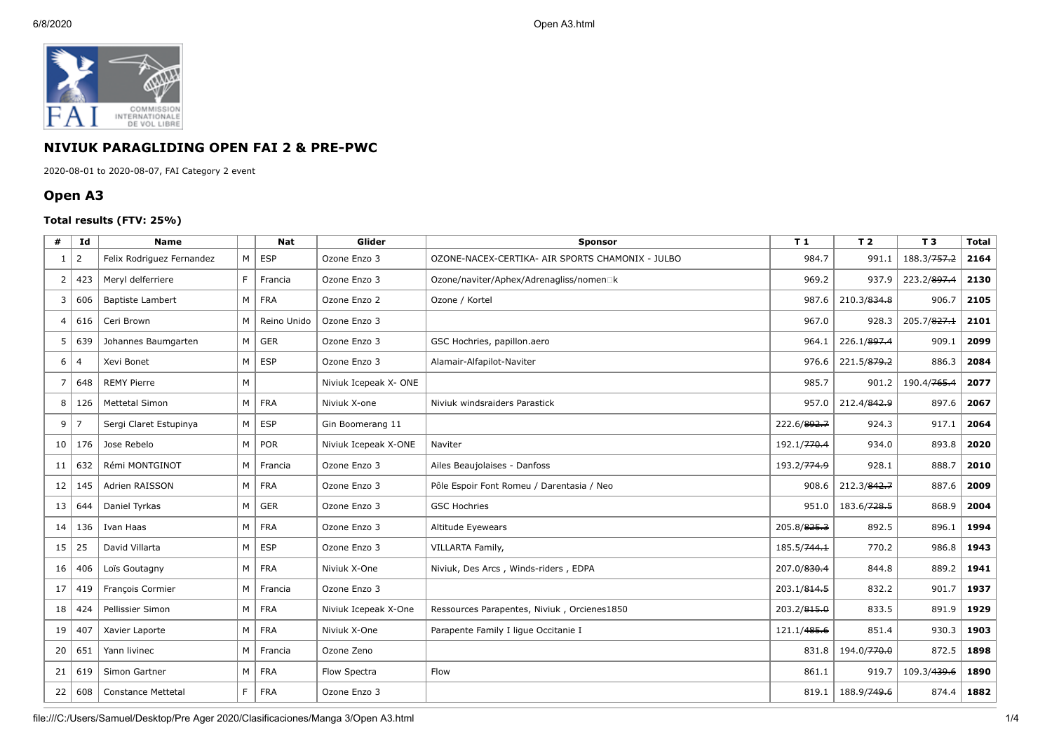## NIVIUK PARAGLIDING OPEN FAI 2 & PRE-PWC

2020-08-01 to 2020-08-07, FAI Category 2 event

## Open A3

### Total results (FTV: 25%)

| # | Id | Name | | Nat | Glider | Sponsor | T 1 | T 2 | T 3 | Total |
|---|---|---|---|---|---|---|---|---|---|---|
| 1 | 2 | Felix Rodriguez Fernandez | M | ESP | Ozone Enzo 3 | OZONE-NACEX-CERTIKA- AIR SPORTS CHAMONIX - JULBO | 984.7 | 991.1 | 188.3/~~757.2~~ | **2164** |
| 2 | 423 | Meryl delferriere | F | Francia | Ozone Enzo 3 | Ozone/naviter/Aphex/Adrenagliss/nomen□k | 969.2 | 937.9 | 223.2/~~897.4~~ | **2130** |
| 3 | 606 | Baptiste Lambert | M | FRA | Ozone Enzo 2 | Ozone / Kortel | 987.6 | 210.3/~~834.8~~ | 906.7 | **2105** |
| 4 | 616 | Ceri Brown | M | Reino Unido | Ozone Enzo 3 | | 967.0 | 928.3 | 205.7/~~827.1~~ | **2101** |
| 5 | 639 | Johannes Baumgarten | M | GER | Ozone Enzo 3 | GSC Hochries, papillon.aero | 964.1 | 226.1/~~897.4~~ | 909.1 | **2099** |
| 6 | 4 | Xevi Bonet | M | ESP | Ozone Enzo 3 | Alamair-Alfapilot-Naviter | 976.6 | 221.5/~~879.2~~ | 886.3 | **2084** |
| 7 | 648 | REMY Pierre | M | | Niviuk Icepeak X- ONE | | 985.7 | 901.2 | 190.4/~~765.4~~ | **2077** |
| 8 | 126 | Mettetal Simon | M | FRA | Niviuk X-one | Niviuk windsraiders Parastick | 957.0 | 212.4/~~842.9~~ | 897.6 | **2067** |
| 9 | 7 | Sergi Claret Estupinya | M | ESP | Gin Boomerang 11 | | 222.6/~~892.7~~ | 924.3 | 917.1 | **2064** |
| 10 | 176 | Jose Rebelo | M | POR | Niviuk Icepeak X-ONE | Naviter | 192.1/~~770.4~~ | 934.0 | 893.8 | **2020** |
| 11 | 632 | Rémi MONTGINOT | M | Francia | Ozone Enzo 3 | Ailes Beaujolaises - Danfoss | 193.2/~~774.9~~ | 928.1 | 888.7 | **2010** |
| 12 | 145 | Adrien RAISSON | M | FRA | Ozone Enzo 3 | Pôle Espoir Font Romeu / Darentasia / Neo | 908.6 | 212.3/~~842.7~~ | 887.6 | **2009** |
| 13 | 644 | Daniel Tyrkas | M | GER | Ozone Enzo 3 | GSC Hochries | 951.0 | 183.6/~~728.5~~ | 868.9 | **2004** |
| 14 | 136 | Ivan Haas | M | FRA | Ozone Enzo 3 | Altitude Eyewears | 205.8/~~825.3~~ | 892.5 | 896.1 | **1994** |
| 15 | 25 | David Villarta | M | ESP | Ozone Enzo 3 | VILLARTA Family, | 185.5/~~744.1~~ | 770.2 | 986.8 | **1943** |
| 16 | 406 | Loïs Goutagny | M | FRA | Niviuk X-One | Niviuk, Des Arcs , Winds-riders , EDPA | 207.0/~~830.4~~ | 844.8 | 889.2 | **1941** |
| 17 | 419 | François Cormier | M | Francia | Ozone Enzo 3 | | 203.1/~~814.5~~ | 832.2 | 901.7 | **1937** |
| 18 | 424 | Pellissier Simon | M | FRA | Niviuk Icepeak X-One | Ressources Parapentes, Niviuk , Orcienes1850 | 203.2/~~815.0~~ | 833.5 | 891.9 | **1929** |
| 19 | 407 | Xavier Laporte | M | FRA | Niviuk X-One | Parapente Family I ligue Occitanie I | 121.1/~~485.6~~ | 851.4 | 930.3 | **1903** |
| 20 | 651 | Yann livinec | M | Francia | Ozone Zeno | | 831.8 | 194.0/~~770.0~~ | 872.5 | **1898** |
| 21 | 619 | Simon Gartner | M | FRA | Flow Spectra | Flow | 861.1 | 919.7 | 109.3/~~439.6~~ | **1890** |
| 22 | 608 | Constance Mettetal | F | FRA | Ozone Enzo 3 | | 819.1 | 188.9/~~749.6~~ | 874.4 | **1882** |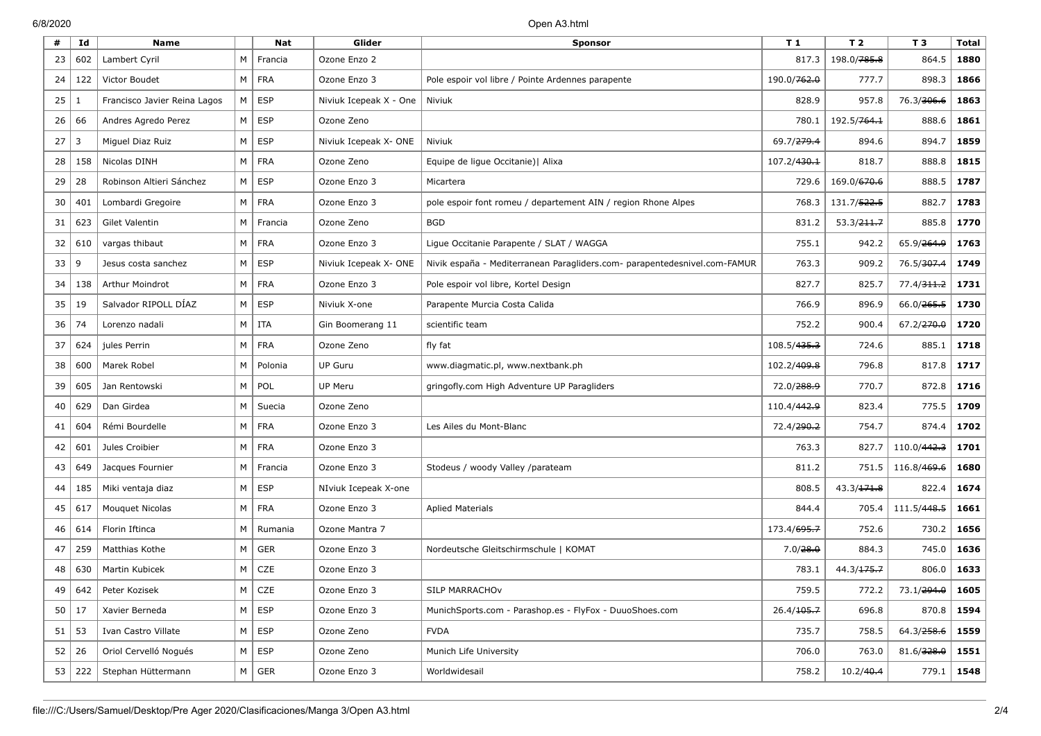| # | Id | Name | | Nat | Glider | Sponsor | T 1 | T 2 | T 3 | Total |
|---|---|---|---|---|---|---|---|---|---|---|
| 23 | 602 | Lambert Cyril | M | Francia | Ozone Enzo 2 | | 817.3 | 198.0/~~785.8~~ | 864.5 | **1880** |
| 24 | 122 | Victor Boudet | M | FRA | Ozone Enzo 3 | Pole espoir vol libre / Pointe Ardennes parapente | 190.0/~~762.0~~ | 777.7 | 898.3 | **1866** |
| 25 | 1 | Francisco Javier Reina Lagos | M | ESP | Niviuk Icepeak X - One | Niviuk | 828.9 | 957.8 | 76.3/~~306.6~~ | **1863** |
| 26 | 66 | Andres Agredo Perez | M | ESP | Ozone Zeno | | 780.1 | 192.5/~~764.1~~ | 888.6 | **1861** |
| 27 | 3 | Miguel Diaz Ruiz | M | ESP | Niviuk Icepeak X- ONE | Niviuk | 69.7/~~279.4~~ | 894.6 | 894.7 | **1859** |
| 28 | 158 | Nicolas DINH | M | FRA | Ozone Zeno | Equipe de ligue Occitanie)\| Alixa | 107.2/~~430.1~~ | 818.7 | 888.8 | **1815** |
| 29 | 28 | Robinson Altieri Sánchez | M | ESP | Ozone Enzo 3 | Micartera | 729.6 | 169.0/~~670.6~~ | 888.5 | **1787** |
| 30 | 401 | Lombardi Gregoire | M | FRA | Ozone Enzo 3 | pole espoir font romeu / departement AIN / region Rhone Alpes | 768.3 | 131.7/~~522.5~~ | 882.7 | **1783** |
| 31 | 623 | Gilet Valentin | M | Francia | Ozone Zeno | BGD | 831.2 | 53.3/~~211.7~~ | 885.8 | **1770** |
| 32 | 610 | vargas thibaut | M | FRA | Ozone Enzo 3 | Ligue Occitanie Parapente / SLAT / WAGGA | 755.1 | 942.2 | 65.9/~~264.9~~ | **1763** |
| 33 | 9 | Jesus costa sanchez | M | ESP | Niviuk Icepeak X- ONE | Nivik españa - Mediterranean Paragliders.com- parapentedesnivel.com-FAMUR | 763.3 | 909.2 | 76.5/~~307.4~~ | **1749** |
| 34 | 138 | Arthur Moindrot | M | FRA | Ozone Enzo 3 | Pole espoir vol libre, Kortel Design | 827.7 | 825.7 | 77.4/~~311.2~~ | **1731** |
| 35 | 19 | Salvador RIPOLL DÍAZ | M | ESP | Niviuk X-one | Parapente Murcia Costa Calida | 766.9 | 896.9 | 66.0/~~265.5~~ | **1730** |
| 36 | 74 | Lorenzo nadali | M | ITA | Gin Boomerang 11 | scientific team | 752.2 | 900.4 | 67.2/~~270.0~~ | **1720** |
| 37 | 624 | jules Perrin | M | FRA | Ozone Zeno | fly fat | 108.5/~~435.3~~ | 724.6 | 885.1 | **1718** |
| 38 | 600 | Marek Robel | M | Polonia | UP Guru | www.diagmatic.pl, www.nextbank.ph | 102.2/~~409.8~~ | 796.8 | 817.8 | **1717** |
| 39 | 605 | Jan Rentowski | M | POL | UP Meru | gringofly.com High Adventure UP Paragliders | 72.0/~~288.9~~ | 770.7 | 872.8 | **1716** |
| 40 | 629 | Dan Girdea | M | Suecia | Ozone Zeno | | 110.4/~~442.9~~ | 823.4 | 775.5 | **1709** |
| 41 | 604 | Rémi Bourdelle | M | FRA | Ozone Enzo 3 | Les Ailes du Mont-Blanc | 72.4/~~290.2~~ | 754.7 | 874.4 | **1702** |
| 42 | 601 | Jules Croibier | M | FRA | Ozone Enzo 3 | | 763.3 | 827.7 | 110.0/~~442.3~~ | **1701** |
| 43 | 649 | Jacques Fournier | M | Francia | Ozone Enzo 3 | Stodeus / woody Valley /parateam | 811.2 | 751.5 | 116.8/~~469.6~~ | **1680** |
| 44 | 185 | Miki ventaja diaz | M | ESP | NIviuk Icepeak X-one | | 808.5 | 43.3/~~171.8~~ | 822.4 | **1674** |
| 45 | 617 | Mouquet Nicolas | M | FRA | Ozone Enzo 3 | Aplied Materials | 844.4 | 705.4 | 111.5/~~448.5~~ | **1661** |
| 46 | 614 | Florin Iftinca | M | Rumania | Ozone Mantra 7 | | 173.4/~~695.7~~ | 752.6 | 730.2 | **1656** |
| 47 | 259 | Matthias Kothe | M | GER | Ozone Enzo 3 | Nordeutsche Gleitschirmschule \| KOMAT | 7.0/~~28.0~~ | 884.3 | 745.0 | **1636** |
| 48 | 630 | Martin Kubicek | M | CZE | Ozone Enzo 3 | | 783.1 | 44.3/~~175.7~~ | 806.0 | **1633** |
| 49 | 642 | Peter Kozisek | M | CZE | Ozone Enzo 3 | SILP MARRACHOv | 759.5 | 772.2 | 73.1/~~294.0~~ | **1605** |
| 50 | 17 | Xavier Berneda | M | ESP | Ozone Enzo 3 | MunichSports.com - Parashop.es - FlyFox - DuuoShoes.com | 26.4/~~105.7~~ | 696.8 | 870.8 | **1594** |
| 51 | 53 | Ivan Castro Villate | M | ESP | Ozone Zeno | FVDA | 735.7 | 758.5 | 64.3/~~258.6~~ | **1559** |
| 52 | 26 | Oriol Cervelló Nogués | M | ESP | Ozone Zeno | Munich Life University | 706.0 | 763.0 | 81.6/~~328.0~~ | **1551** |
| 53 | 222 | Stephan Hüttermann | M | GER | Ozone Enzo 3 | Worldwidesail | 758.2 | 10.2/~~40.4~~ | 779.1 | **1548** |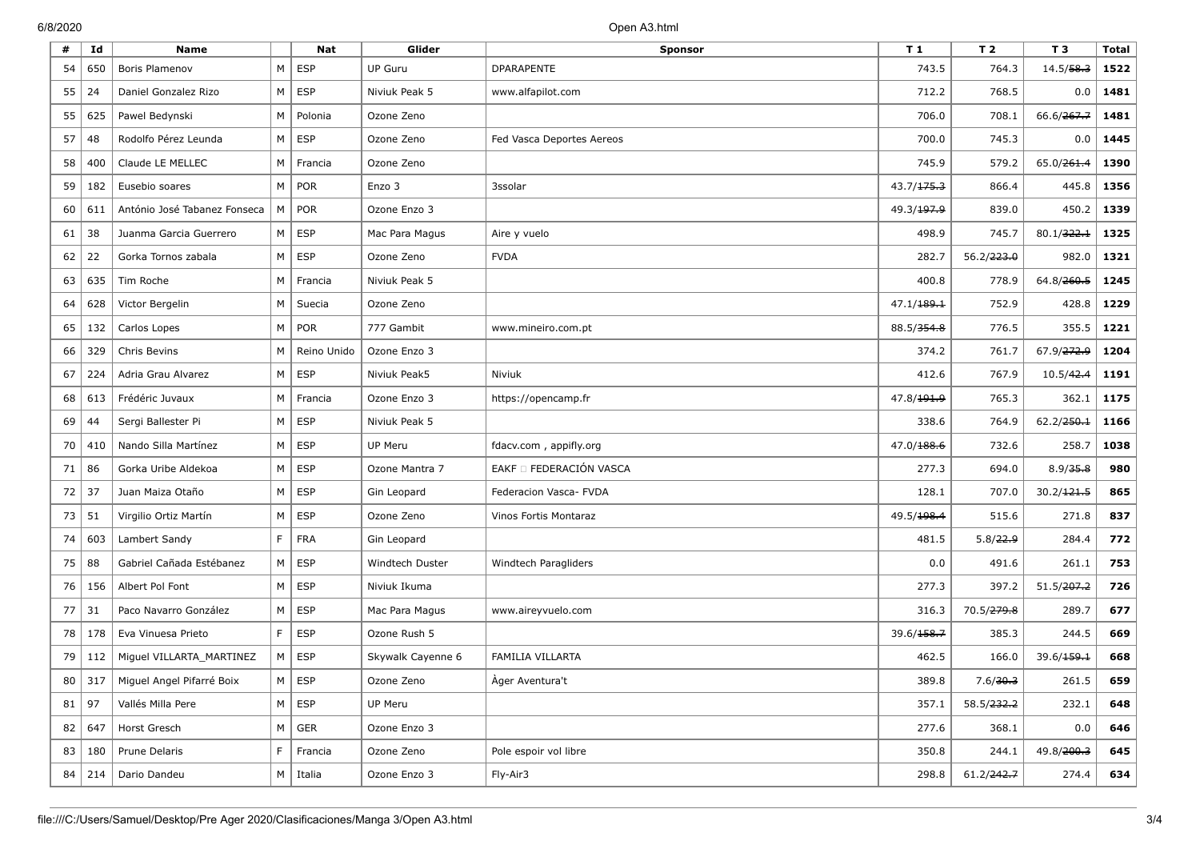| # | Id | Name | | Nat | Glider | Sponsor | T 1 | T 2 | T 3 | Total |
|---|---|---|---|---|---|---|---|---|---|---|
| 54 | 650 | Boris Plamenov | M | ESP | UP Guru | DPARAPENTE | 743.5 | 764.3 | 14.5/~~58.3~~ | **1522** |
| 55 | 24 | Daniel Gonzalez Rizo | M | ESP | Niviuk Peak 5 | www.alfapilot.com | 712.2 | 768.5 | 0.0 | **1481** |
| 55 | 625 | Pawel Bedynski | M | Polonia | Ozone Zeno | | 706.0 | 708.1 | 66.6/~~267.7~~ | **1481** |
| 57 | 48 | Rodolfo Pérez Leunda | M | ESP | Ozone Zeno | Fed Vasca Deportes Aereos | 700.0 | 745.3 | 0.0 | **1445** |
| 58 | 400 | Claude LE MELLEC | M | Francia | Ozone Zeno | | 745.9 | 579.2 | 65.0/~~261.4~~ | **1390** |
| 59 | 182 | Eusebio soares | M | POR | Enzo 3 | 3ssolar | 43.7/~~175.3~~ | 866.4 | 445.8 | **1356** |
| 60 | 611 | António José Tabanez Fonseca | M | POR | Ozone Enzo 3 | | 49.3/~~197.9~~ | 839.0 | 450.2 | **1339** |
| 61 | 38 | Juanma Garcia Guerrero | M | ESP | Mac Para Magus | Aire y vuelo | 498.9 | 745.7 | 80.1/~~322.1~~ | **1325** |
| 62 | 22 | Gorka Tornos zabala | M | ESP | Ozone Zeno | FVDA | 282.7 | 56.2/~~223.0~~ | 982.0 | **1321** |
| 63 | 635 | Tim Roche | M | Francia | Niviuk Peak 5 | | 400.8 | 778.9 | 64.8/~~260.5~~ | **1245** |
| 64 | 628 | Victor Bergelin | M | Suecia | Ozone Zeno | | 47.1/~~189.1~~ | 752.9 | 428.8 | **1229** |
| 65 | 132 | Carlos Lopes | M | POR | 777 Gambit | www.mineiro.com.pt | 88.5/~~354.8~~ | 776.5 | 355.5 | **1221** |
| 66 | 329 | Chris Bevins | M | Reino Unido | Ozone Enzo 3 | | 374.2 | 761.7 | 67.9/~~272.9~~ | **1204** |
| 67 | 224 | Adria Grau Alvarez | M | ESP | Niviuk Peak5 | Niviuk | 412.6 | 767.9 | 10.5/~~42.4~~ | **1191** |
| 68 | 613 | Frédéric Juvaux | M | Francia | Ozone Enzo 3 | https://opencamp.fr | 47.8/~~191.9~~ | 765.3 | 362.1 | **1175** |
| 69 | 44 | Sergi Ballester Pi | M | ESP | Niviuk Peak 5 | | 338.6 | 764.9 | 62.2/~~250.1~~ | **1166** |
| 70 | 410 | Nando Silla Martínez | M | ESP | UP Meru | fdacv.com , appifly.org | 47.0/~~188.6~~ | 732.6 | 258.7 | **1038** |
| 71 | 86 | Gorka Uribe Aldekoa | M | ESP | Ozone Mantra 7 | EAKF □ FEDERACIÓN VASCA | 277.3 | 694.0 | 8.9/~~35.8~~ | **980** |
| 72 | 37 | Juan Maiza Otaño | M | ESP | Gin Leopard | Federacion Vasca- FVDA | 128.1 | 707.0 | 30.2/~~121.5~~ | **865** |
| 73 | 51 | Virgilio Ortiz Martín | M | ESP | Ozone Zeno | Vinos Fortis Montaraz | 49.5/~~198.4~~ | 515.6 | 271.8 | **837** |
| 74 | 603 | Lambert Sandy | F | FRA | Gin Leopard | | 481.5 | 5.8/~~22.9~~ | 284.4 | **772** |
| 75 | 88 | Gabriel Cañada Estébanez | M | ESP | Windtech Duster | Windtech Paragliders | 0.0 | 491.6 | 261.1 | **753** |
| 76 | 156 | Albert Pol Font | M | ESP | Niviuk Ikuma | | 277.3 | 397.2 | 51.5/~~207.2~~ | **726** |
| 77 | 31 | Paco Navarro González | M | ESP | Mac Para Magus | www.aireyvuelo.com | 316.3 | 70.5/~~279.8~~ | 289.7 | **677** |
| 78 | 178 | Eva Vinuesa Prieto | F | ESP | Ozone Rush 5 | | 39.6/~~158.7~~ | 385.3 | 244.5 | **669** |
| 79 | 112 | Miguel VILLARTA_MARTINEZ | M | ESP | Skywalk Cayenne 6 | FAMILIA VILLARTA | 462.5 | 166.0 | 39.6/~~159.1~~ | **668** |
| 80 | 317 | Miguel Angel Pifarré Boix | M | ESP | Ozone Zeno | Àger Aventura't | 389.8 | 7.6/~~30.3~~ | 261.5 | **659** |
| 81 | 97 | Vallés Milla Pere | M | ESP | UP Meru | | 357.1 | 58.5/~~232.2~~ | 232.1 | **648** |
| 82 | 647 | Horst Gresch | M | GER | Ozone Enzo 3 | | 277.6 | 368.1 | 0.0 | **646** |
| 83 | 180 | Prune Delaris | F | Francia | Ozone Zeno | Pole espoir vol libre | 350.8 | 244.1 | 49.8/~~200.3~~ | **645** |
| 84 | 214 | Dario Dandeu | M | Italia | Ozone Enzo 3 | Fly-Air3 | 298.8 | 61.2/~~242.7~~ | 274.4 | **634** |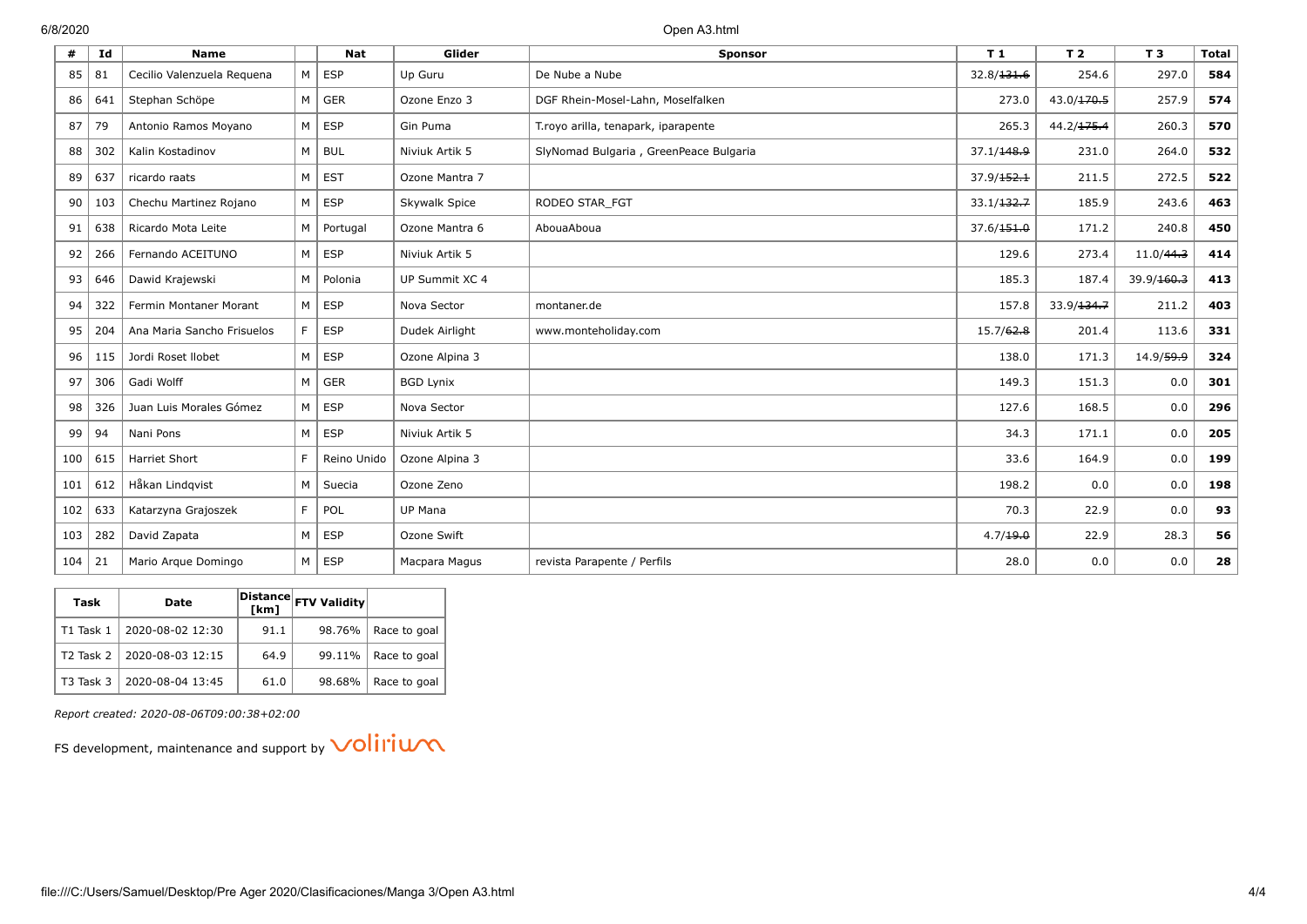| # | Id | Name | | Nat | Glider | Sponsor | T 1 | T 2 | T 3 | Total |
|---|---|---|---|---|---|---|---|---|---|---|
| 85 | 81 | Cecilio Valenzuela Requena | M | ESP | Up Guru | De Nube a Nube | 32.8/~~131.6~~ | 254.6 | 297.0 | **584** |
| 86 | 641 | Stephan Schöpe | M | GER | Ozone Enzo 3 | DGF Rhein-Mosel-Lahn, Moselfalken | 273.0 | 43.0/~~170.5~~ | 257.9 | **574** |
| 87 | 79 | Antonio Ramos Moyano | M | ESP | Gin Puma | T.royo arilla, tenapark, iparapente | 265.3 | 44.2/~~175.4~~ | 260.3 | **570** |
| 88 | 302 | Kalin Kostadinov | M | BUL | Niviuk Artik 5 | SlyNomad Bulgaria , GreenPeace Bulgaria | 37.1/~~148.9~~ | 231.0 | 264.0 | **532** |
| 89 | 637 | ricardo raats | M | EST | Ozone Mantra 7 | | 37.9/~~152.1~~ | 211.5 | 272.5 | **522** |
| 90 | 103 | Chechu Martinez Rojano | M | ESP | Skywalk Spice | RODEO STAR_FGT | 33.1/~~132.7~~ | 185.9 | 243.6 | **463** |
| 91 | 638 | Ricardo Mota Leite | M | Portugal | Ozone Mantra 6 | AbouaAboua | 37.6/~~151.0~~ | 171.2 | 240.8 | **450** |
| 92 | 266 | Fernando ACEITUNO | M | ESP | Niviuk Artik 5 | | 129.6 | 273.4 | 11.0/~~44.3~~ | **414** |
| 93 | 646 | Dawid Krajewski | M | Polonia | UP Summit XC 4 | | 185.3 | 187.4 | 39.9/~~160.3~~ | **413** |
| 94 | 322 | Fermin Montaner Morant | M | ESP | Nova Sector | montaner.de | 157.8 | 33.9/~~134.7~~ | 211.2 | **403** |
| 95 | 204 | Ana Maria Sancho Frisuelos | F | ESP | Dudek Airlight | www.monteholiday.com | 15.7/~~62.8~~ | 201.4 | 113.6 | **331** |
| 96 | 115 | Jordi Roset llobet | M | ESP | Ozone Alpina 3 | | 138.0 | 171.3 | 14.9/~~59.9~~ | **324** |
| 97 | 306 | Gadi Wolff | M | GER | BGD Lynix | | 149.3 | 151.3 | 0.0 | **301** |
| 98 | 326 | Juan Luis Morales Gómez | M | ESP | Nova Sector | | 127.6 | 168.5 | 0.0 | **296** |
| 99 | 94 | Nani Pons | M | ESP | Niviuk Artik 5 | | 34.3 | 171.1 | 0.0 | **205** |
| 100 | 615 | Harriet Short | F | Reino Unido | Ozone Alpina 3 | | 33.6 | 164.9 | 0.0 | **199** |
| 101 | 612 | Håkan Lindqvist | M | Suecia | Ozone Zeno | | 198.2 | 0.0 | 0.0 | **198** |
| 102 | 633 | Katarzyna Grajoszek | F | POL | UP Mana | | 70.3 | 22.9 | 0.0 | **93** |
| 103 | 282 | David Zapata | M | ESP | Ozone Swift | | 4.7/~~19.0~~ | 22.9 | 28.3 | **56** |
| 104 | 21 | Mario Arque Domingo | M | ESP | Macpara Magus | revista Parapente / Perfils | 28.0 | 0.0 | 0.0 | **28** |

| Task | Date | Distance [km] | FTV Validity | |
|---|---|---|---|---|
| T1 Task 1 | 2020-08-02 12:30 | 91.1 | 98.76% | Race to goal |
| T2 Task 2 | 2020-08-03 12:15 | 64.9 | 99.11% | Race to goal |
| T3 Task 3 | 2020-08-04 13:45 | 61.0 | 98.68% | Race to goal |

*Report created: 2020-08-06T09:00:38+02:00*

FS development, maintenance and support by volirium